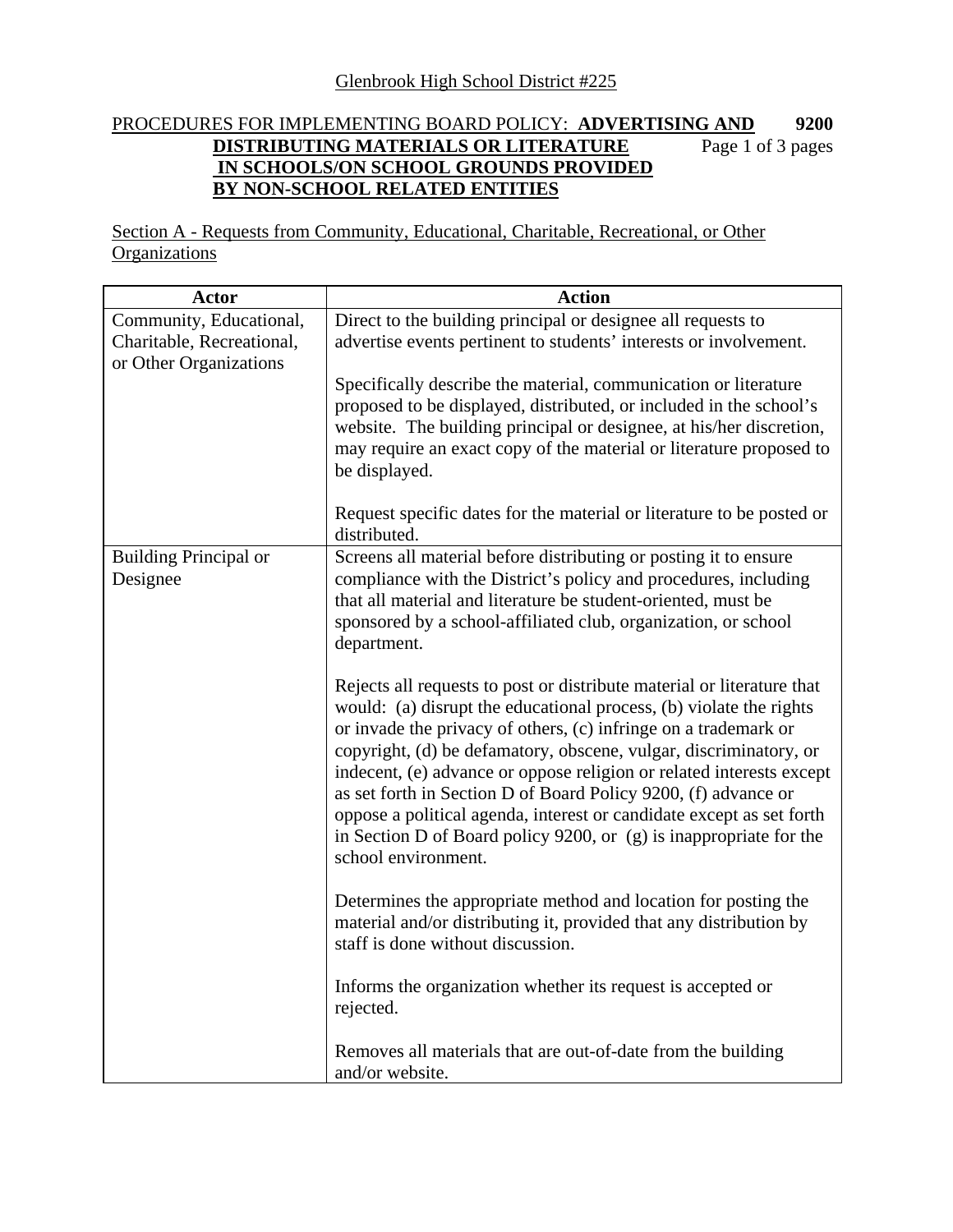Glenbrook High School District #225

PROCEDURES FOR IMPLEMENTING BOARD POLICY: **ADVERTISING AND DISTRIBUTING MATERIALS OR LITERATURE IN SCHOOLS/ON SCHOOL GROUNDS PROVIDED BY NON-SCHOOL RELATED ENTITIES** **9200**

Section A - Requests from Community, Educational, Charitable, Recreational, or Other Organizations

| Actor | Action |
|---|---|
| Community, Educational, Charitable, Recreational, or Other Organizations | Direct to the building principal or designee all requests to advertise events pertinent to students' interests or involvement.<br><br>Specifically describe the material, communication or literature proposed to be displayed, distributed, or included in the school's website. The building principal or designee, at his/her discretion, may require an exact copy of the material or literature proposed to be displayed.<br><br>Request specific dates for the material or literature to be posted or distributed. |
| Building Principal or Designee | Screens all material before distributing or posting it to ensure compliance with the District's policy and procedures, including that all material and literature be student-oriented, must be sponsored by a school-affiliated club, organization, or school department.<br><br>Rejects all requests to post or distribute material or literature that would: (a) disrupt the educational process, (b) violate the rights or invade the privacy of others, (c) infringe on a trademark or copyright, (d) be defamatory, obscene, vulgar, discriminatory, or indecent, (e) advance or oppose religion or related interests except as set forth in Section D of Board Policy 9200, (f) advance or oppose a political agenda, interest or candidate except as set forth in Section D of Board policy 9200, or (g) is inappropriate for the school environment.<br><br>Determines the appropriate method and location for posting the material and/or distributing it, provided that any distribution by staff is done without discussion.<br><br>Informs the organization whether its request is accepted or rejected.<br><br>Removes all materials that are out-of-date from the building and/or website. |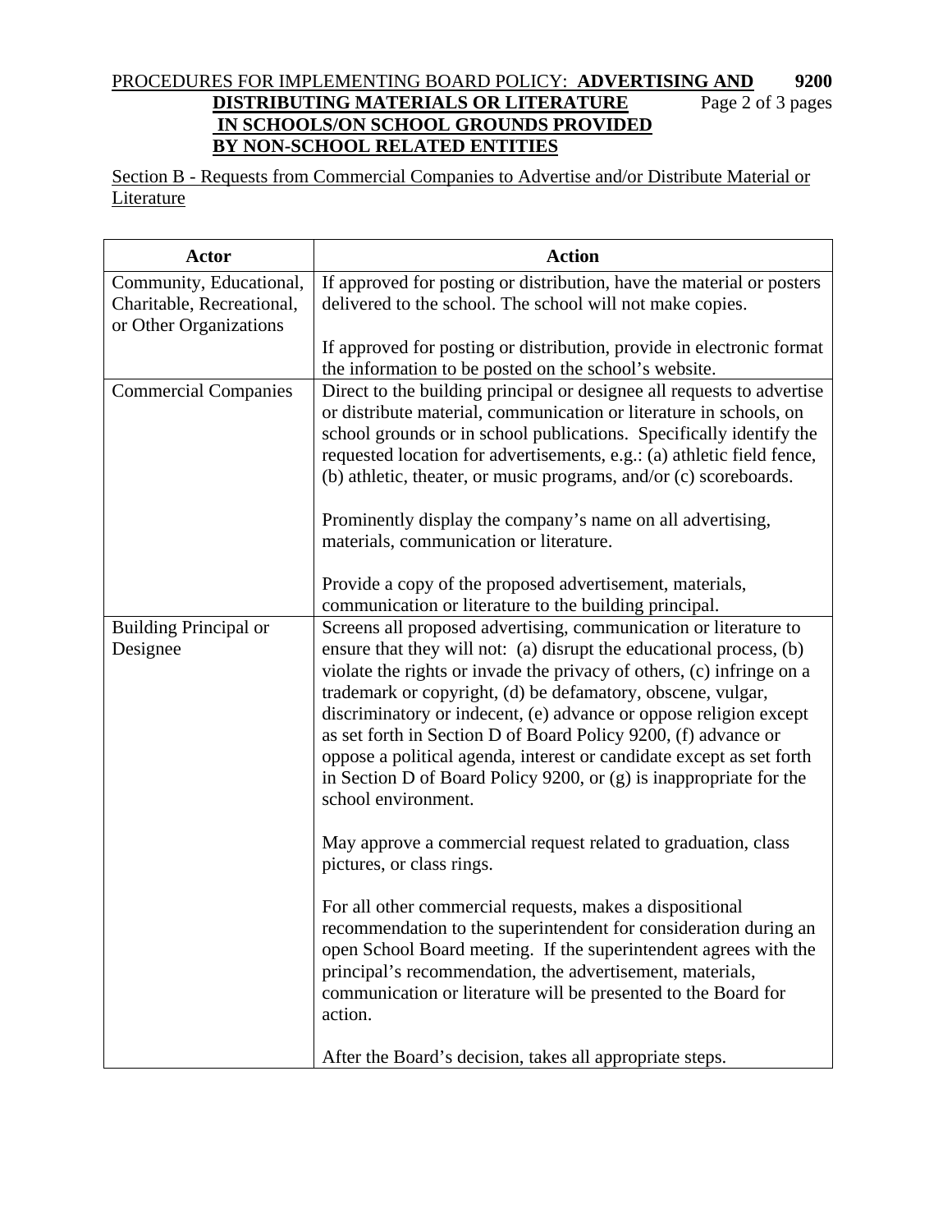Section B - Requests from Commercial Companies to Advertise and/or Distribute Material or Literature

| Actor | Action |
|---|---|
| Community, Educational, Charitable, Recreational, or Other Organizations | If approved for posting or distribution, have the material or posters delivered to the school. The school will not make copies.<br><br>If approved for posting or distribution, provide in electronic format the information to be posted on the school's website. |
| Commercial Companies | Direct to the building principal or designee all requests to advertise or distribute material, communication or literature in schools, on school grounds or in school publications. Specifically identify the requested location for advertisements, e.g.: (a) athletic field fence, (b) athletic, theater, or music programs, and/or (c) scoreboards.<br><br>Prominently display the company's name on all advertising, materials, communication or literature.<br><br>Provide a copy of the proposed advertisement, materials, communication or literature to the building principal. |
| Building Principal or Designee | Screens all proposed advertising, communication or literature to ensure that they will not: (a) disrupt the educational process, (b) violate the rights or invade the privacy of others, (c) infringe on a trademark or copyright, (d) be defamatory, obscene, vulgar, discriminatory or indecent, (e) advance or oppose religion except as set forth in Section D of Board Policy 9200, (f) advance or oppose a political agenda, interest or candidate except as set forth in Section D of Board Policy 9200, or (g) is inappropriate for the school environment.<br><br>May approve a commercial request related to graduation, class pictures, or class rings.<br><br>For all other commercial requests, makes a dispositional recommendation to the superintendent for consideration during an open School Board meeting. If the superintendent agrees with the principal's recommendation, the advertisement, materials, communication or literature will be presented to the Board for action.<br><br>After the Board's decision, takes all appropriate steps. |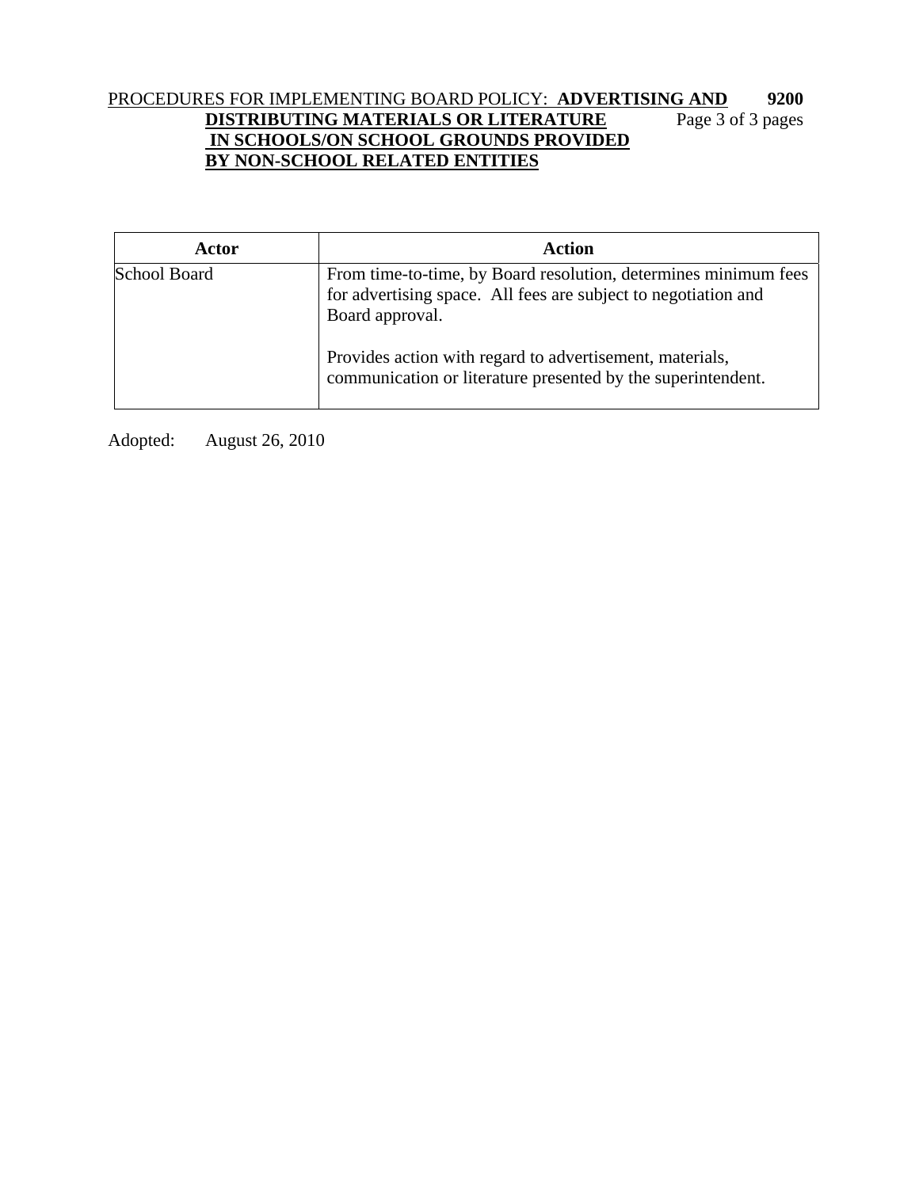| Actor | Action |
| --- | --- |
| School Board | From time-to-time, by Board resolution, determines minimum fees for advertising space. All fees are subject to negotiation and Board approval.<br><br>Provides action with regard to advertisement, materials, communication or literature presented by the superintendent. |

Adopted: August 26, 2010